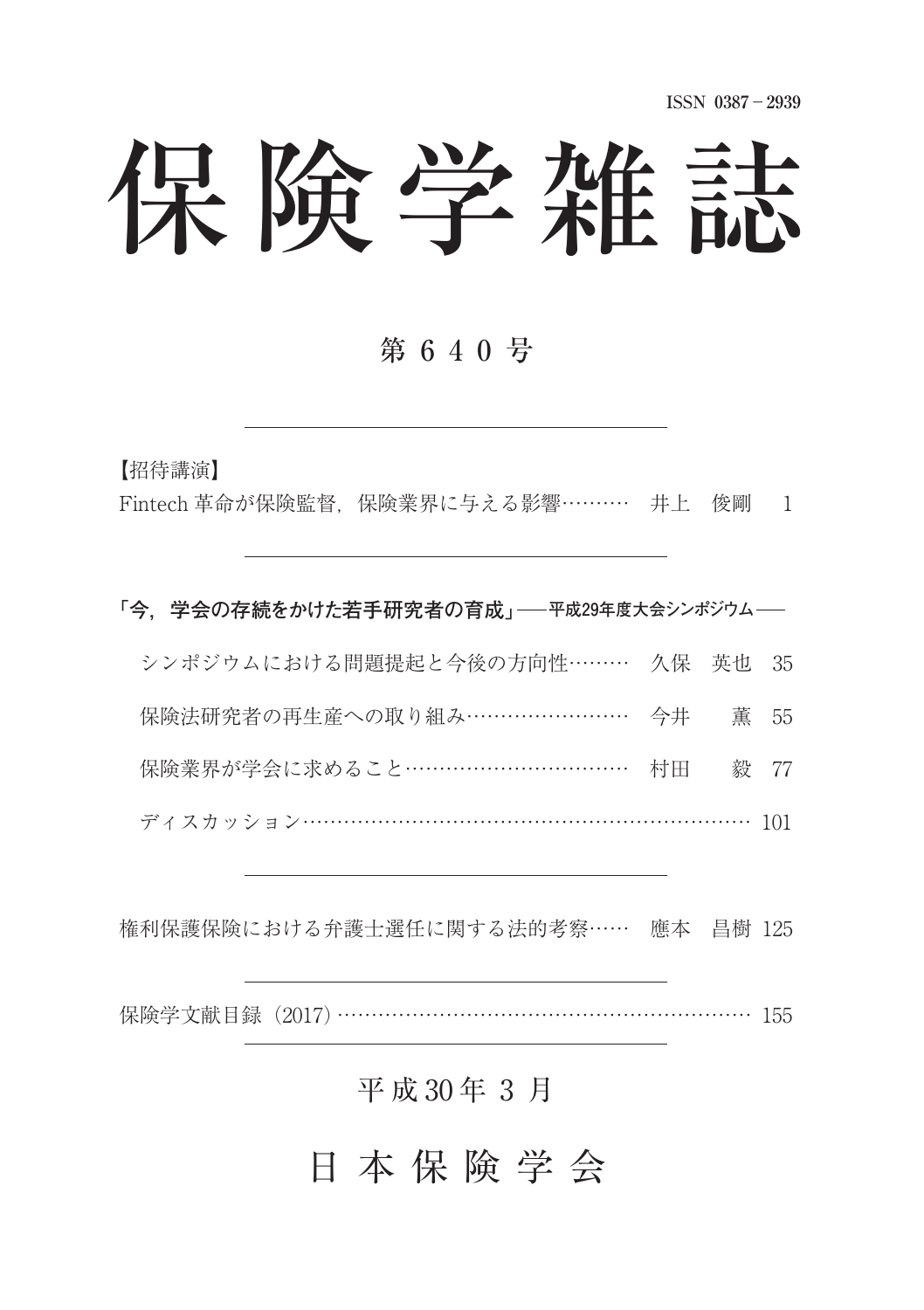ISSN 0387－2939

# 保険学雑誌

## 第640号

【招待講演】

Fintech 革命が保険監督，保険業界に与える影響………　井上　俊剛　1

**「今，学会の存続をかけた若手研究者の育成」**──平成29年度大会シンポジウム──

シンポジウムにおける問題提起と今後の方向性………　久保　英也　35

保険法研究者の再生産への取り組み……………………　今井　　薫　55

保険業界が学会に求めること……………………………　村田　　毅　77

ディスカッション……………………………………………………………　101

権利保護保険における弁護士選任に関する法的考察……　應本　昌樹　125

保険学文献目録（2017）…………………………………………………………　155

平成30年3月

日本保険学会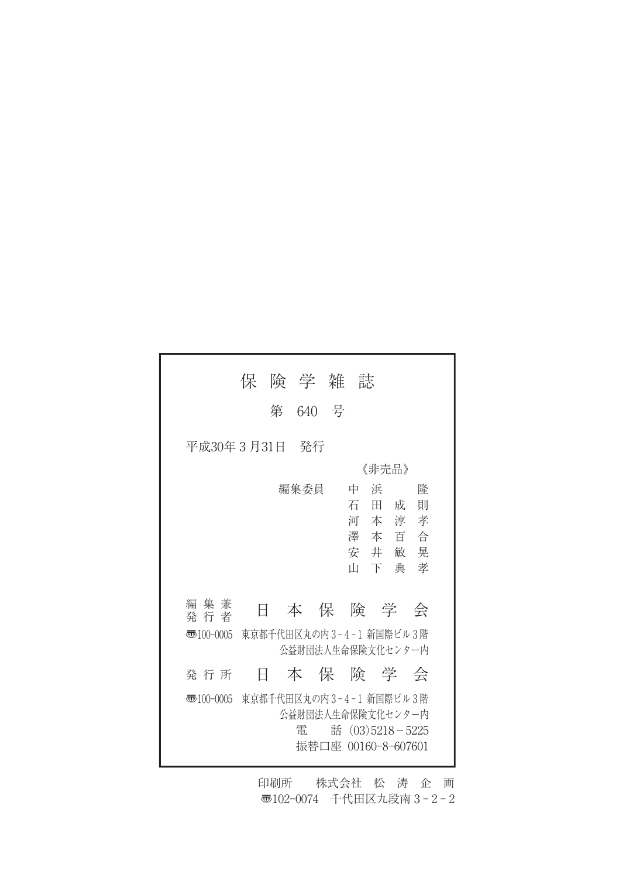# 保険学雑誌

## 第 640 号

平成30年 3 月31日　発行

《非売品》

編集委員　中浜　隆
石田成則
河本淳孝
澤本百合
安井敏晃
山下典孝

編集兼発行者　日本保険学会

〒100-0005　東京都千代田区丸の内 3 - 4 - 1 新国際ビル 3 階
公益財団法人生命保険文化センター内

発行所　日本保険学会

〒100-0005　東京都千代田区丸の内 3 - 4 - 1 新国際ビル 3 階
公益財団法人生命保険文化センター内
電　話 (03)5218－5225
振替口座 00160-8-607601

印刷所　株式会社 松涛企画
〒102-0074　千代田区九段南 3 - 2 - 2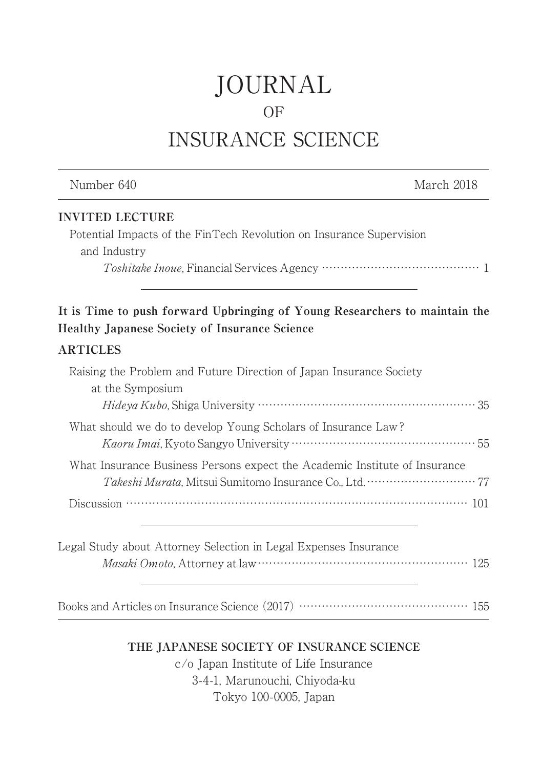# JOURNAL

OF

# INSURANCE SCIENCE

Number 640 March 2018

---

**INVITED LECTURE**

Potential Impacts of the FinTech Revolution on Insurance Supervision and Industry

*Toshitake Inoue*, Financial Services Agency ··········· 1

---

**It is Time to push forward Upbringing of Young Researchers to maintain the Healthy Japanese Society of Insurance Science**

**ARTICLES**

Raising the Problem and Future Direction of Japan Insurance Society at the Symposium

*Hideya Kubo*, Shiga University ··········· 35

What should we do to develop Young Scholars of Insurance Law?

*Kaoru Imai*, Kyoto Sangyo University ··········· 55

What Insurance Business Persons expect the Academic Institute of Insurance

*Takeshi Murata*, Mitsui Sumitomo Insurance Co., Ltd. ··········· 77

Discussion ··········· 101

---

Legal Study about Attorney Selection in Legal Expenses Insurance

*Masaki Omoto*, Attorney at law ··········· 125

---

Books and Articles on Insurance Science (2017) ··········· 155

---

**THE JAPANESE SOCIETY OF INSURANCE SCIENCE**

c/o Japan Institute of Life Insurance

3-4-1, Marunouchi, Chiyoda-ku

Tokyo 100-0005, Japan